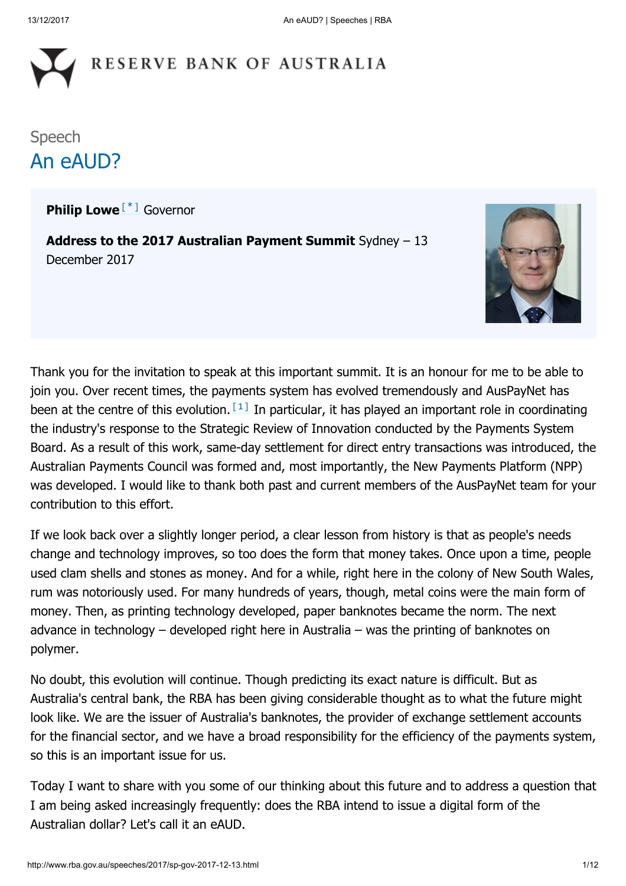Speech

# An eAUD?

**Philip Lowe** [*] Governor

**Address to the 2017 Australian Payment Summit** Sydney – 13 December 2017

Thank you for the invitation to speak at this important summit. It is an honour for me to be able to join you. Over recent times, the payments system has evolved tremendously and AusPayNet has been at the centre of this evolution. [1] In particular, it has played an important role in coordinating the industry's response to the Strategic Review of Innovation conducted by the Payments System Board. As a result of this work, same-day settlement for direct entry transactions was introduced, the Australian Payments Council was formed and, most importantly, the New Payments Platform (NPP) was developed. I would like to thank both past and current members of the AusPayNet team for your contribution to this effort.

If we look back over a slightly longer period, a clear lesson from history is that as people's needs change and technology improves, so too does the form that money takes. Once upon a time, people used clam shells and stones as money. And for a while, right here in the colony of New South Wales, rum was notoriously used. For many hundreds of years, though, metal coins were the main form of money. Then, as printing technology developed, paper banknotes became the norm. The next advance in technology – developed right here in Australia – was the printing of banknotes on polymer.

No doubt, this evolution will continue. Though predicting its exact nature is difficult. But as Australia's central bank, the RBA has been giving considerable thought as to what the future might look like. We are the issuer of Australia's banknotes, the provider of exchange settlement accounts for the financial sector, and we have a broad responsibility for the efficiency of the payments system, so this is an important issue for us.

Today I want to share with you some of our thinking about this future and to address a question that I am being asked increasingly frequently: does the RBA intend to issue a digital form of the Australian dollar? Let's call it an eAUD.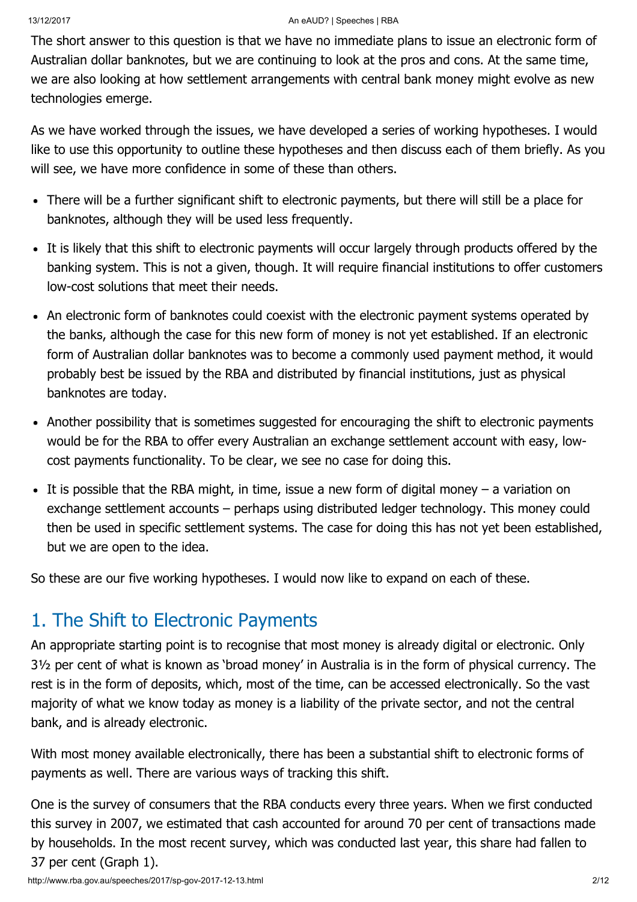The short answer to this question is that we have no immediate plans to issue an electronic form of Australian dollar banknotes, but we are continuing to look at the pros and cons. At the same time, we are also looking at how settlement arrangements with central bank money might evolve as new technologies emerge.

As we have worked through the issues, we have developed a series of working hypotheses. I would like to use this opportunity to outline these hypotheses and then discuss each of them briefly. As you will see, we have more confidence in some of these than others.

- There will be a further significant shift to electronic payments, but there will still be a place for banknotes, although they will be used less frequently.
- It is likely that this shift to electronic payments will occur largely through products offered by the banking system. This is not a given, though. It will require financial institutions to offer customers low-cost solutions that meet their needs.
- An electronic form of banknotes could coexist with the electronic payment systems operated by the banks, although the case for this new form of money is not yet established. If an electronic form of Australian dollar banknotes was to become a commonly used payment method, it would probably best be issued by the RBA and distributed by financial institutions, just as physical banknotes are today.
- Another possibility that is sometimes suggested for encouraging the shift to electronic payments would be for the RBA to offer every Australian an exchange settlement account with easy, low-cost payments functionality. To be clear, we see no case for doing this.
- It is possible that the RBA might, in time, issue a new form of digital money – a variation on exchange settlement accounts – perhaps using distributed ledger technology. This money could then be used in specific settlement systems. The case for doing this has not yet been established, but we are open to the idea.

So these are our five working hypotheses. I would now like to expand on each of these.

## 1. The Shift to Electronic Payments

An appropriate starting point is to recognise that most money is already digital or electronic. Only 3½ per cent of what is known as 'broad money' in Australia is in the form of physical currency. The rest is in the form of deposits, which, most of the time, can be accessed electronically. So the vast majority of what we know today as money is a liability of the private sector, and not the central bank, and is already electronic.

With most money available electronically, there has been a substantial shift to electronic forms of payments as well. There are various ways of tracking this shift.

One is the survey of consumers that the RBA conducts every three years. When we first conducted this survey in 2007, we estimated that cash accounted for around 70 per cent of transactions made by households. In the most recent survey, which was conducted last year, this share had fallen to 37 per cent (Graph 1).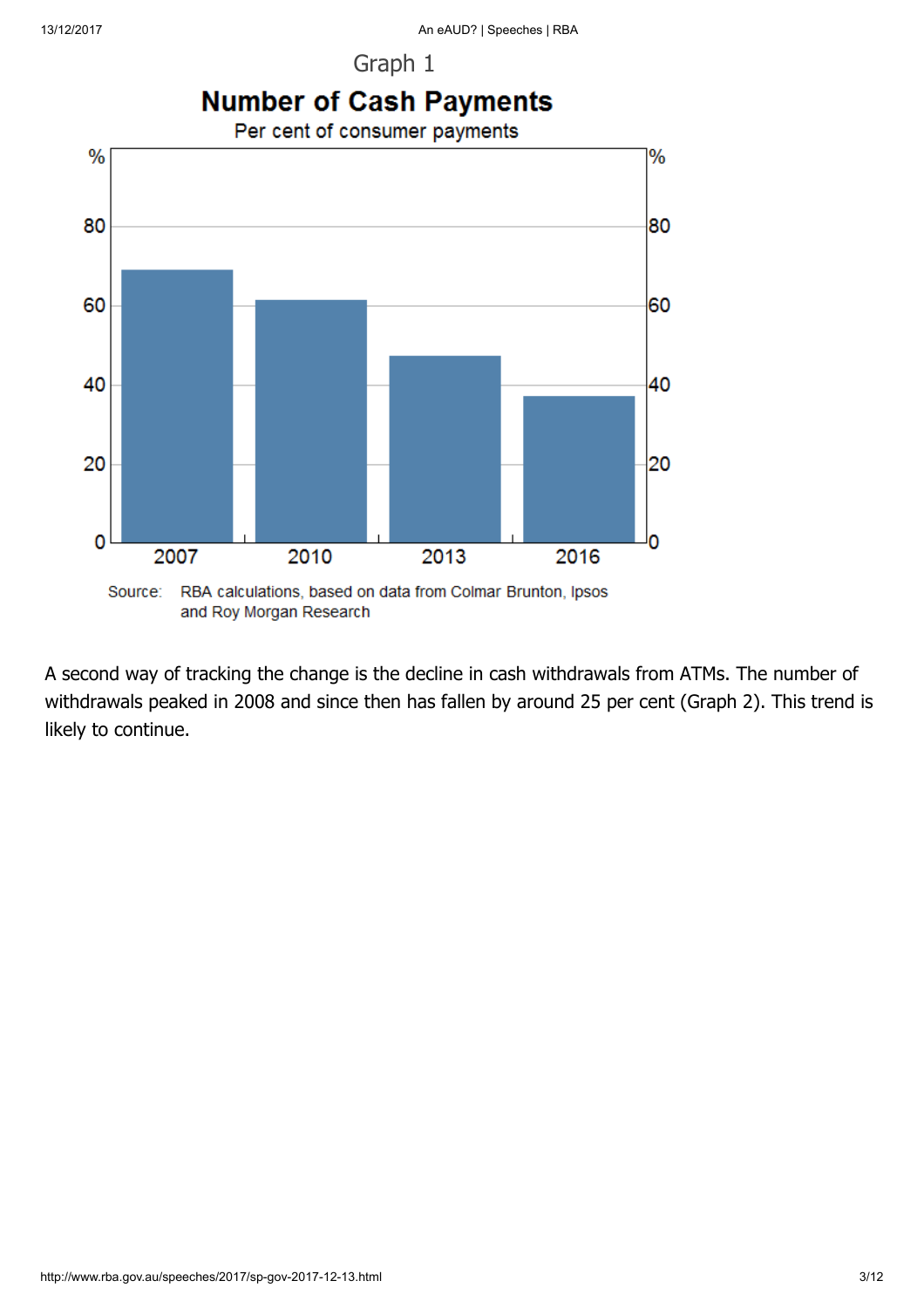Graph 1

**Number of Cash Payments**

Per cent of consumer payments

Source: RBA calculations, based on data from Colmar Brunton, Ipsos and Roy Morgan Research

A second way of tracking the change is the decline in cash withdrawals from ATMs. The number of withdrawals peaked in 2008 and since then has fallen by around 25 per cent (Graph 2). This trend is likely to continue.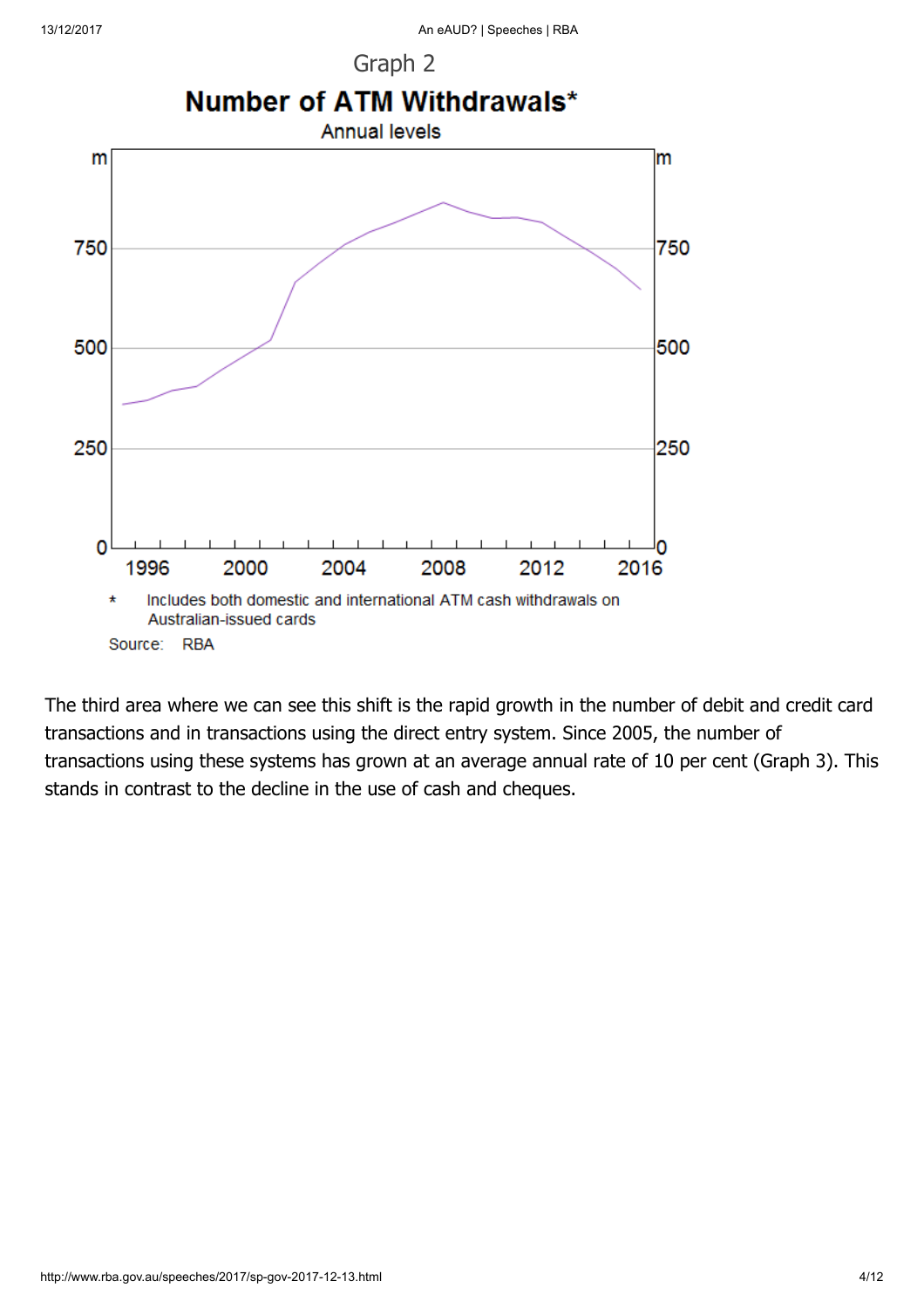Graph 2

**Number of ATM Withdrawals***

Annual levels

* Includes both domestic and international ATM cash withdrawals on Australian-issued cards

Source: RBA

The third area where we can see this shift is the rapid growth in the number of debit and credit card transactions and in transactions using the direct entry system. Since 2005, the number of transactions using these systems has grown at an average annual rate of 10 per cent (Graph 3). This stands in contrast to the decline in the use of cash and cheques.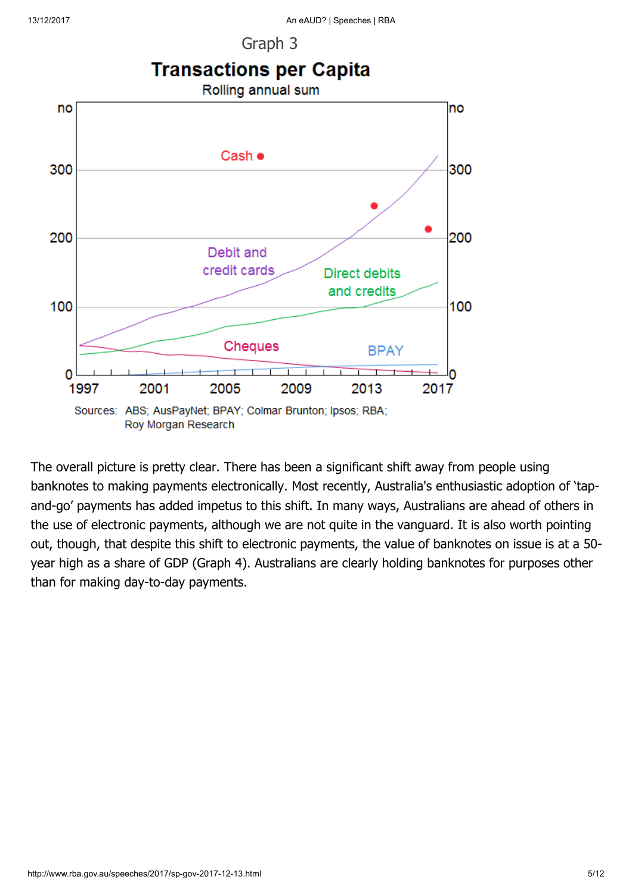Graph 3

**Transactions per Capita**

Rolling annual sum

Sources: ABS; AusPayNet; BPAY; Colmar Brunton; Ipsos; RBA; Roy Morgan Research

The overall picture is pretty clear. There has been a significant shift away from people using banknotes to making payments electronically. Most recently, Australia's enthusiastic adoption of 'tap-and-go' payments has added impetus to this shift. In many ways, Australians are ahead of others in the use of electronic payments, although we are not quite in the vanguard. It is also worth pointing out, though, that despite this shift to electronic payments, the value of banknotes on issue is at a 50-year high as a share of GDP (Graph 4). Australians are clearly holding banknotes for purposes other than for making day-to-day payments.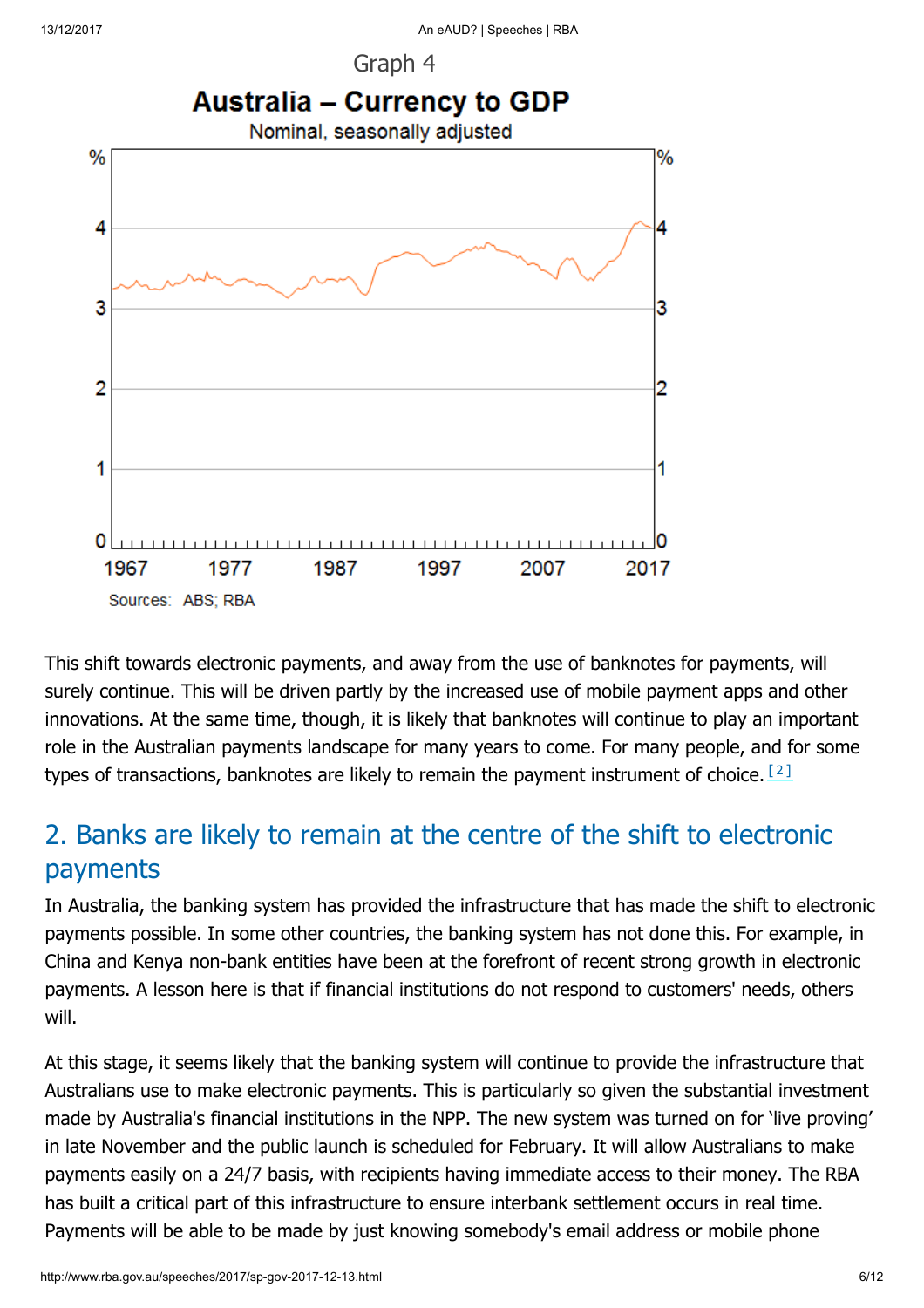Graph 4

**Australia – Currency to GDP**

Nominal, seasonally adjusted

Sources: ABS; RBA

This shift towards electronic payments, and away from the use of banknotes for payments, will surely continue. This will be driven partly by the increased use of mobile payment apps and other innovations. At the same time, though, it is likely that banknotes will continue to play an important role in the Australian payments landscape for many years to come. For many people, and for some types of transactions, banknotes are likely to remain the payment instrument of choice. [2]

## 2. Banks are likely to remain at the centre of the shift to electronic payments

In Australia, the banking system has provided the infrastructure that has made the shift to electronic payments possible. In some other countries, the banking system has not done this. For example, in China and Kenya non-bank entities have been at the forefront of recent strong growth in electronic payments. A lesson here is that if financial institutions do not respond to customers' needs, others will.

At this stage, it seems likely that the banking system will continue to provide the infrastructure that Australians use to make electronic payments. This is particularly so given the substantial investment made by Australia's financial institutions in the NPP. The new system was turned on for 'live proving' in late November and the public launch is scheduled for February. It will allow Australians to make payments easily on a 24/7 basis, with recipients having immediate access to their money. The RBA has built a critical part of this infrastructure to ensure interbank settlement occurs in real time. Payments will be able to be made by just knowing somebody's email address or mobile phone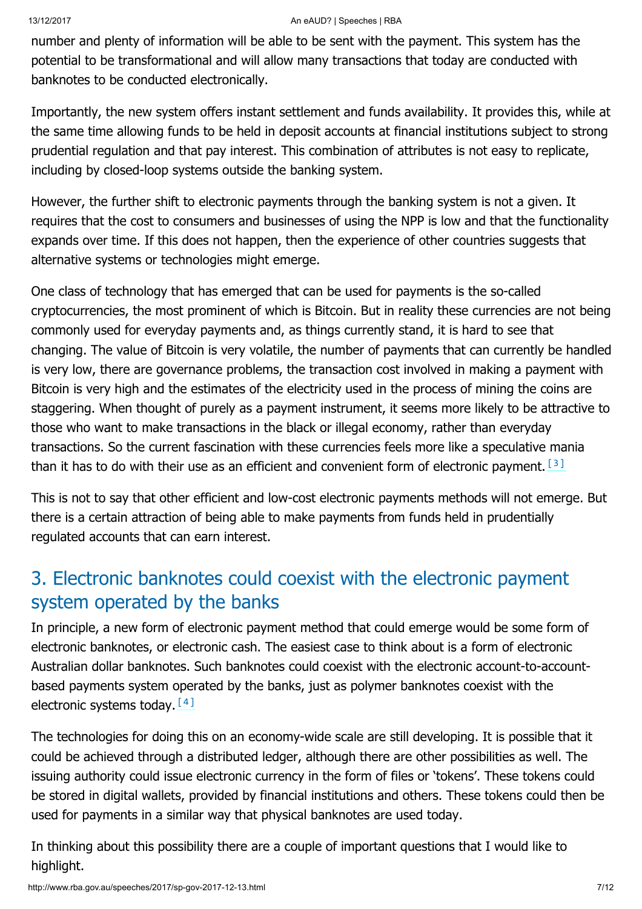number and plenty of information will be able to be sent with the payment. This system has the potential to be transformational and will allow many transactions that today are conducted with banknotes to be conducted electronically.

Importantly, the new system offers instant settlement and funds availability. It provides this, while at the same time allowing funds to be held in deposit accounts at financial institutions subject to strong prudential regulation and that pay interest. This combination of attributes is not easy to replicate, including by closed-loop systems outside the banking system.

However, the further shift to electronic payments through the banking system is not a given. It requires that the cost to consumers and businesses of using the NPP is low and that the functionality expands over time. If this does not happen, then the experience of other countries suggests that alternative systems or technologies might emerge.

One class of technology that has emerged that can be used for payments is the so-called cryptocurrencies, the most prominent of which is Bitcoin. But in reality these currencies are not being commonly used for everyday payments and, as things currently stand, it is hard to see that changing. The value of Bitcoin is very volatile, the number of payments that can currently be handled is very low, there are governance problems, the transaction cost involved in making a payment with Bitcoin is very high and the estimates of the electricity used in the process of mining the coins are staggering. When thought of purely as a payment instrument, it seems more likely to be attractive to those who want to make transactions in the black or illegal economy, rather than everyday transactions. So the current fascination with these currencies feels more like a speculative mania than it has to do with their use as an efficient and convenient form of electronic payment. [3]

This is not to say that other efficient and low-cost electronic payments methods will not emerge. But there is a certain attraction of being able to make payments from funds held in prudentially regulated accounts that can earn interest.

## 3. Electronic banknotes could coexist with the electronic payment system operated by the banks

In principle, a new form of electronic payment method that could emerge would be some form of electronic banknotes, or electronic cash. The easiest case to think about is a form of electronic Australian dollar banknotes. Such banknotes could coexist with the electronic account-to-account-based payments system operated by the banks, just as polymer banknotes coexist with the electronic systems today. [4]

The technologies for doing this on an economy-wide scale are still developing. It is possible that it could be achieved through a distributed ledger, although there are other possibilities as well. The issuing authority could issue electronic currency in the form of files or 'tokens'. These tokens could be stored in digital wallets, provided by financial institutions and others. These tokens could then be used for payments in a similar way that physical banknotes are used today.

In thinking about this possibility there are a couple of important questions that I would like to highlight.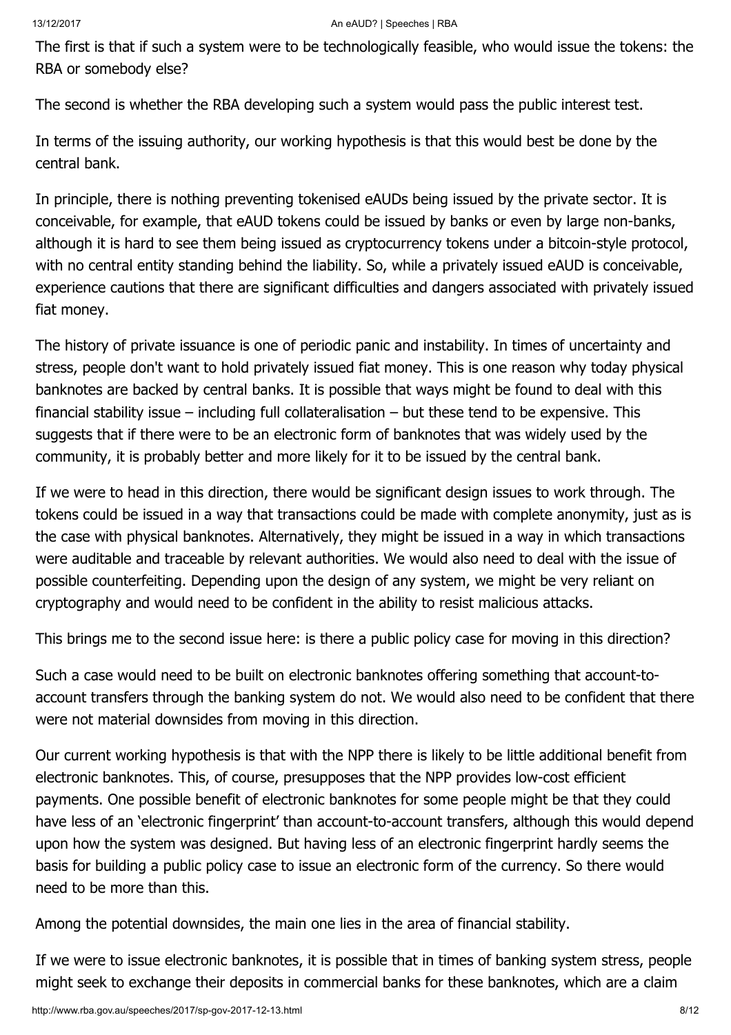The first is that if such a system were to be technologically feasible, who would issue the tokens: the RBA or somebody else?

The second is whether the RBA developing such a system would pass the public interest test.

In terms of the issuing authority, our working hypothesis is that this would best be done by the central bank.

In principle, there is nothing preventing tokenised eAUDs being issued by the private sector. It is conceivable, for example, that eAUD tokens could be issued by banks or even by large non-banks, although it is hard to see them being issued as cryptocurrency tokens under a bitcoin-style protocol, with no central entity standing behind the liability. So, while a privately issued eAUD is conceivable, experience cautions that there are significant difficulties and dangers associated with privately issued fiat money.

The history of private issuance is one of periodic panic and instability. In times of uncertainty and stress, people don't want to hold privately issued fiat money. This is one reason why today physical banknotes are backed by central banks. It is possible that ways might be found to deal with this financial stability issue – including full collateralisation – but these tend to be expensive. This suggests that if there were to be an electronic form of banknotes that was widely used by the community, it is probably better and more likely for it to be issued by the central bank.

If we were to head in this direction, there would be significant design issues to work through. The tokens could be issued in a way that transactions could be made with complete anonymity, just as is the case with physical banknotes. Alternatively, they might be issued in a way in which transactions were auditable and traceable by relevant authorities. We would also need to deal with the issue of possible counterfeiting. Depending upon the design of any system, we might be very reliant on cryptography and would need to be confident in the ability to resist malicious attacks.

This brings me to the second issue here: is there a public policy case for moving in this direction?

Such a case would need to be built on electronic banknotes offering something that account-to-account transfers through the banking system do not. We would also need to be confident that there were not material downsides from moving in this direction.

Our current working hypothesis is that with the NPP there is likely to be little additional benefit from electronic banknotes. This, of course, presupposes that the NPP provides low-cost efficient payments. One possible benefit of electronic banknotes for some people might be that they could have less of an 'electronic fingerprint' than account-to-account transfers, although this would depend upon how the system was designed. But having less of an electronic fingerprint hardly seems the basis for building a public policy case to issue an electronic form of the currency. So there would need to be more than this.

Among the potential downsides, the main one lies in the area of financial stability.

If we were to issue electronic banknotes, it is possible that in times of banking system stress, people might seek to exchange their deposits in commercial banks for these banknotes, which are a claim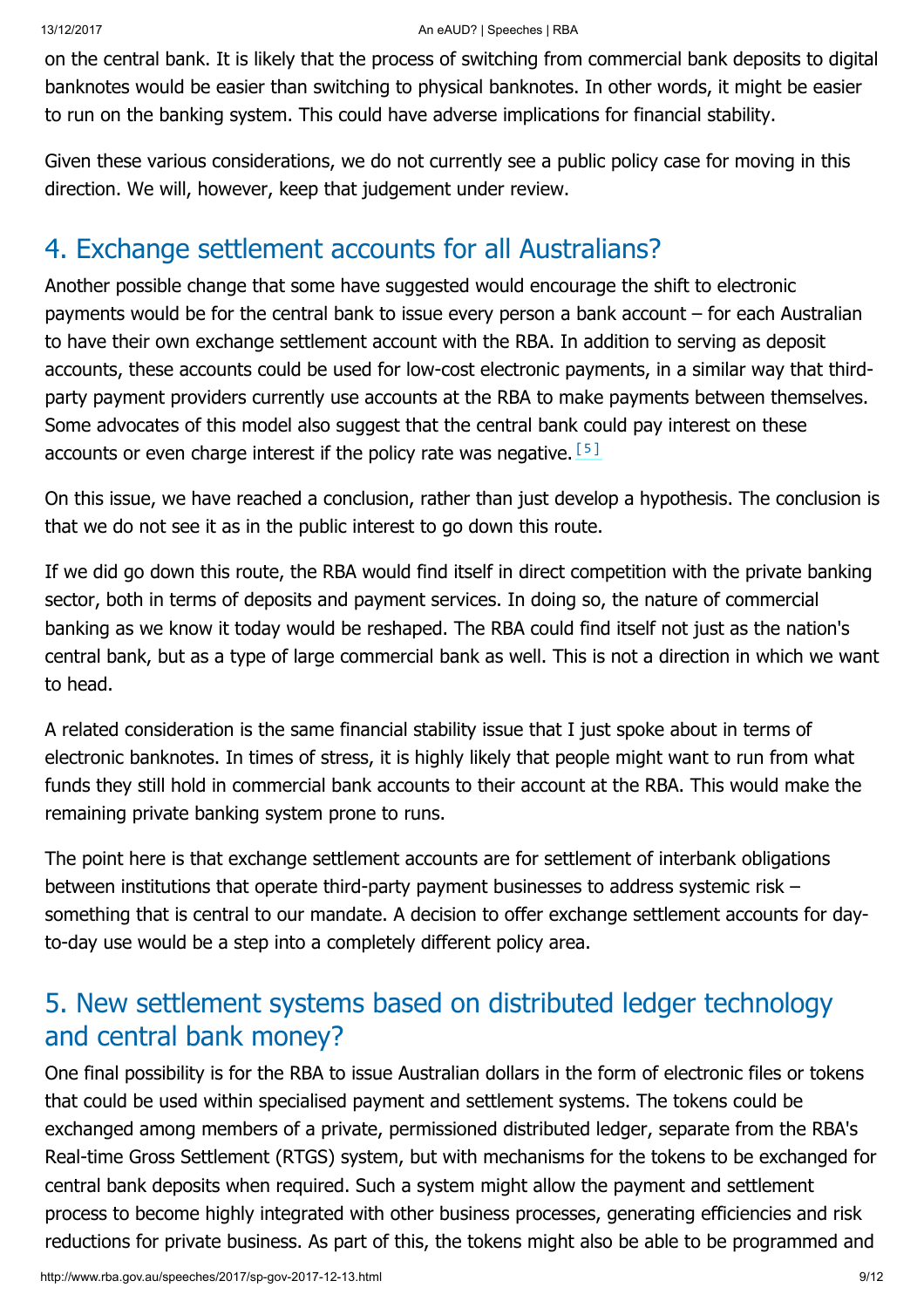on the central bank. It is likely that the process of switching from commercial bank deposits to digital banknotes would be easier than switching to physical banknotes. In other words, it might be easier to run on the banking system. This could have adverse implications for financial stability.

Given these various considerations, we do not currently see a public policy case for moving in this direction. We will, however, keep that judgement under review.

## 4. Exchange settlement accounts for all Australians?

Another possible change that some have suggested would encourage the shift to electronic payments would be for the central bank to issue every person a bank account – for each Australian to have their own exchange settlement account with the RBA. In addition to serving as deposit accounts, these accounts could be used for low-cost electronic payments, in a similar way that third-party payment providers currently use accounts at the RBA to make payments between themselves. Some advocates of this model also suggest that the central bank could pay interest on these accounts or even charge interest if the policy rate was negative. [5]

On this issue, we have reached a conclusion, rather than just develop a hypothesis. The conclusion is that we do not see it as in the public interest to go down this route.

If we did go down this route, the RBA would find itself in direct competition with the private banking sector, both in terms of deposits and payment services. In doing so, the nature of commercial banking as we know it today would be reshaped. The RBA could find itself not just as the nation's central bank, but as a type of large commercial bank as well. This is not a direction in which we want to head.

A related consideration is the same financial stability issue that I just spoke about in terms of electronic banknotes. In times of stress, it is highly likely that people might want to run from what funds they still hold in commercial bank accounts to their account at the RBA. This would make the remaining private banking system prone to runs.

The point here is that exchange settlement accounts are for settlement of interbank obligations between institutions that operate third-party payment businesses to address systemic risk – something that is central to our mandate. A decision to offer exchange settlement accounts for day-to-day use would be a step into a completely different policy area.

## 5. New settlement systems based on distributed ledger technology and central bank money?

One final possibility is for the RBA to issue Australian dollars in the form of electronic files or tokens that could be used within specialised payment and settlement systems. The tokens could be exchanged among members of a private, permissioned distributed ledger, separate from the RBA's Real-time Gross Settlement (RTGS) system, but with mechanisms for the tokens to be exchanged for central bank deposits when required. Such a system might allow the payment and settlement process to become highly integrated with other business processes, generating efficiencies and risk reductions for private business. As part of this, the tokens might also be able to be programmed and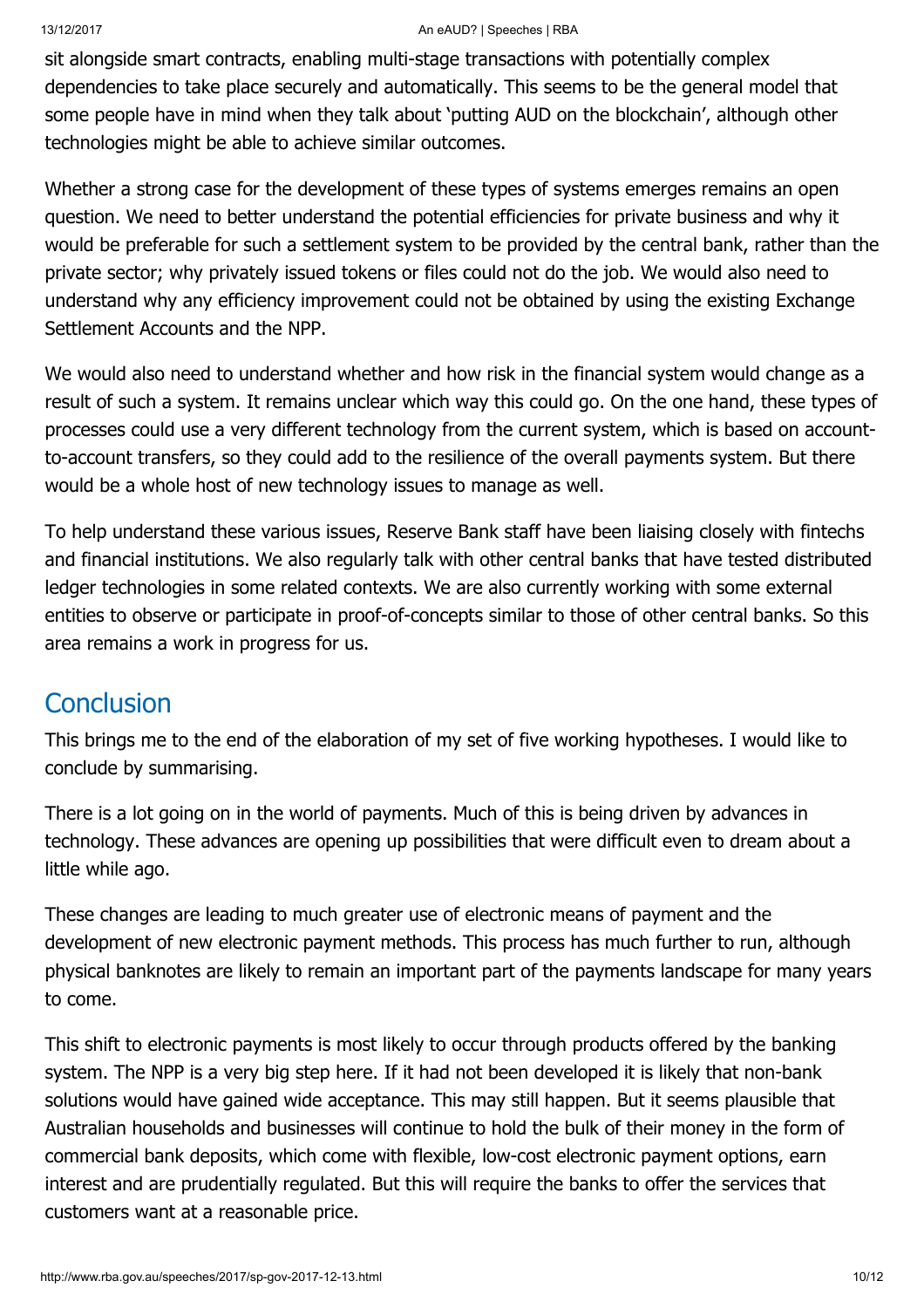sit alongside smart contracts, enabling multi-stage transactions with potentially complex dependencies to take place securely and automatically. This seems to be the general model that some people have in mind when they talk about 'putting AUD on the blockchain', although other technologies might be able to achieve similar outcomes.

Whether a strong case for the development of these types of systems emerges remains an open question. We need to better understand the potential efficiencies for private business and why it would be preferable for such a settlement system to be provided by the central bank, rather than the private sector; why privately issued tokens or files could not do the job. We would also need to understand why any efficiency improvement could not be obtained by using the existing Exchange Settlement Accounts and the NPP.

We would also need to understand whether and how risk in the financial system would change as a result of such a system. It remains unclear which way this could go. On the one hand, these types of processes could use a very different technology from the current system, which is based on account-to-account transfers, so they could add to the resilience of the overall payments system. But there would be a whole host of new technology issues to manage as well.

To help understand these various issues, Reserve Bank staff have been liaising closely with fintechs and financial institutions. We also regularly talk with other central banks that have tested distributed ledger technologies in some related contexts. We are also currently working with some external entities to observe or participate in proof-of-concepts similar to those of other central banks. So this area remains a work in progress for us.

## Conclusion

This brings me to the end of the elaboration of my set of five working hypotheses. I would like to conclude by summarising.

There is a lot going on in the world of payments. Much of this is being driven by advances in technology. These advances are opening up possibilities that were difficult even to dream about a little while ago.

These changes are leading to much greater use of electronic means of payment and the development of new electronic payment methods. This process has much further to run, although physical banknotes are likely to remain an important part of the payments landscape for many years to come.

This shift to electronic payments is most likely to occur through products offered by the banking system. The NPP is a very big step here. If it had not been developed it is likely that non-bank solutions would have gained wide acceptance. This may still happen. But it seems plausible that Australian households and businesses will continue to hold the bulk of their money in the form of commercial bank deposits, which come with flexible, low-cost electronic payment options, earn interest and are prudentially regulated. But this will require the banks to offer the services that customers want at a reasonable price.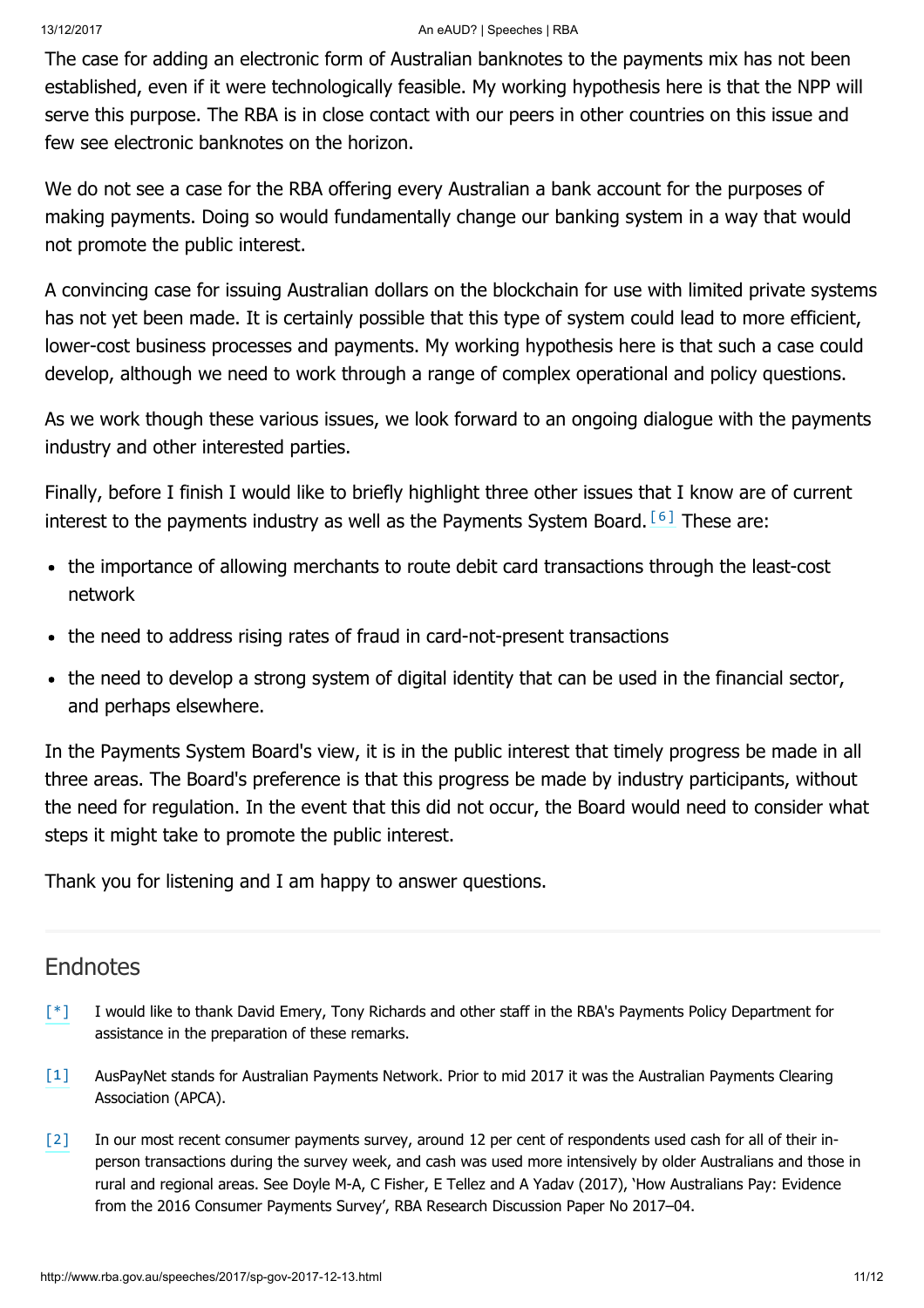The case for adding an electronic form of Australian banknotes to the payments mix has not been established, even if it were technologically feasible. My working hypothesis here is that the NPP will serve this purpose. The RBA is in close contact with our peers in other countries on this issue and few see electronic banknotes on the horizon.

We do not see a case for the RBA offering every Australian a bank account for the purposes of making payments. Doing so would fundamentally change our banking system in a way that would not promote the public interest.

A convincing case for issuing Australian dollars on the blockchain for use with limited private systems has not yet been made. It is certainly possible that this type of system could lead to more efficient, lower-cost business processes and payments. My working hypothesis here is that such a case could develop, although we need to work through a range of complex operational and policy questions.

As we work though these various issues, we look forward to an ongoing dialogue with the payments industry and other interested parties.

Finally, before I finish I would like to briefly highlight three other issues that I know are of current interest to the payments industry as well as the Payments System Board.[6] These are:

- the importance of allowing merchants to route debit card transactions through the least-cost network
- the need to address rising rates of fraud in card-not-present transactions
- the need to develop a strong system of digital identity that can be used in the financial sector, and perhaps elsewhere.

In the Payments System Board's view, it is in the public interest that timely progress be made in all three areas. The Board's preference is that this progress be made by industry participants, without the need for regulation. In the event that this did not occur, the Board would need to consider what steps it might take to promote the public interest.

Thank you for listening and I am happy to answer questions.

## Endnotes

[*] I would like to thank David Emery, Tony Richards and other staff in the RBA's Payments Policy Department for assistance in the preparation of these remarks.

[1] AusPayNet stands for Australian Payments Network. Prior to mid 2017 it was the Australian Payments Clearing Association (APCA).

[2] In our most recent consumer payments survey, around 12 per cent of respondents used cash for all of their in-person transactions during the survey week, and cash was used more intensively by older Australians and those in rural and regional areas. See Doyle M-A, C Fisher, E Tellez and A Yadav (2017), 'How Australians Pay: Evidence from the 2016 Consumer Payments Survey', RBA Research Discussion Paper No 2017–04.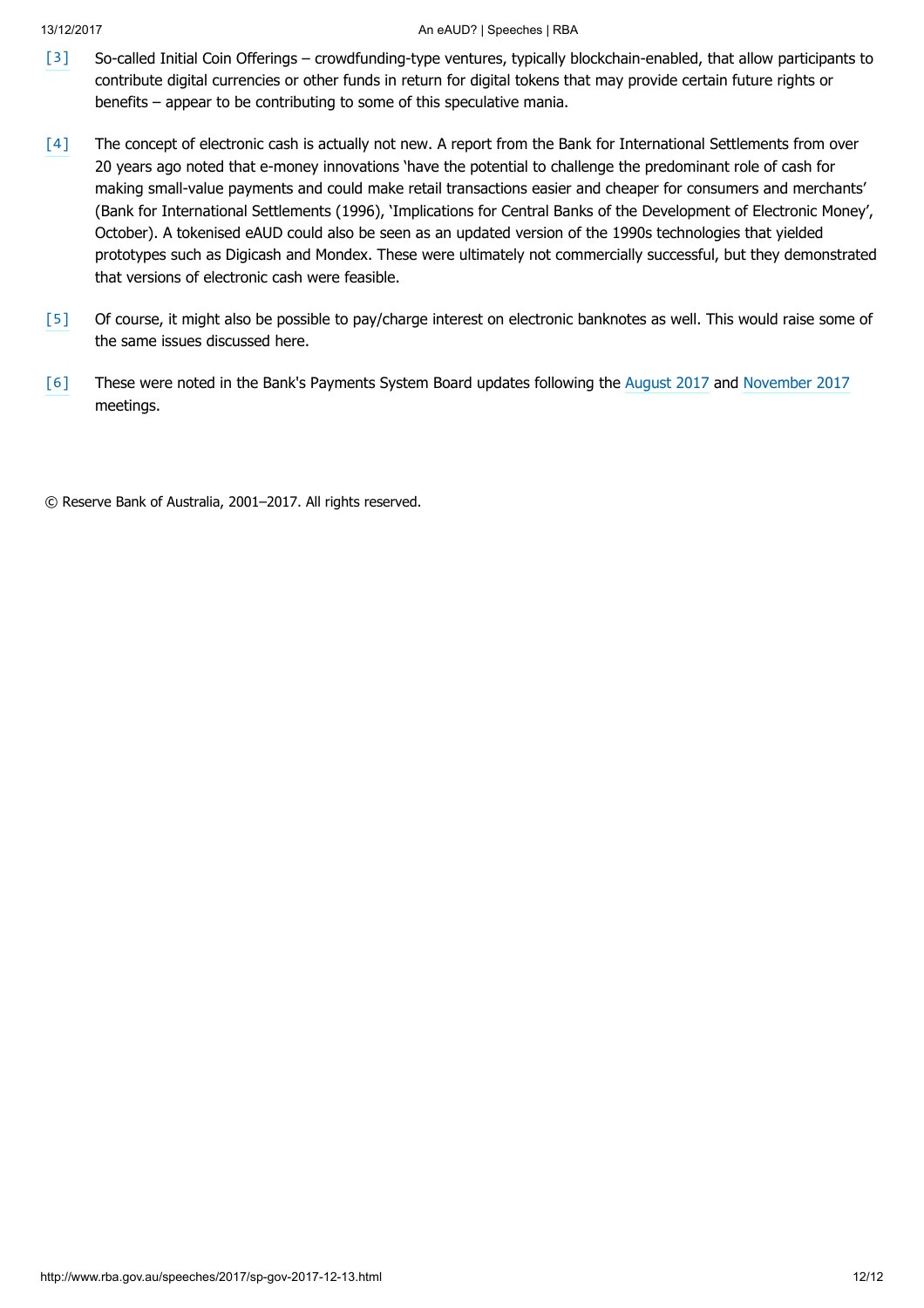[3] So-called Initial Coin Offerings – crowdfunding-type ventures, typically blockchain-enabled, that allow participants to contribute digital currencies or other funds in return for digital tokens that may provide certain future rights or benefits – appear to be contributing to some of this speculative mania.

[4] The concept of electronic cash is actually not new. A report from the Bank for International Settlements from over 20 years ago noted that e-money innovations 'have the potential to challenge the predominant role of cash for making small-value payments and could make retail transactions easier and cheaper for consumers and merchants' (Bank for International Settlements (1996), 'Implications for Central Banks of the Development of Electronic Money', October). A tokenised eAUD could also be seen as an updated version of the 1990s technologies that yielded prototypes such as Digicash and Mondex. These were ultimately not commercially successful, but they demonstrated that versions of electronic cash were feasible.

[5] Of course, it might also be possible to pay/charge interest on electronic banknotes as well. This would raise some of the same issues discussed here.

[6] These were noted in the Bank's Payments System Board updates following the August 2017 and November 2017 meetings.

© Reserve Bank of Australia, 2001–2017. All rights reserved.